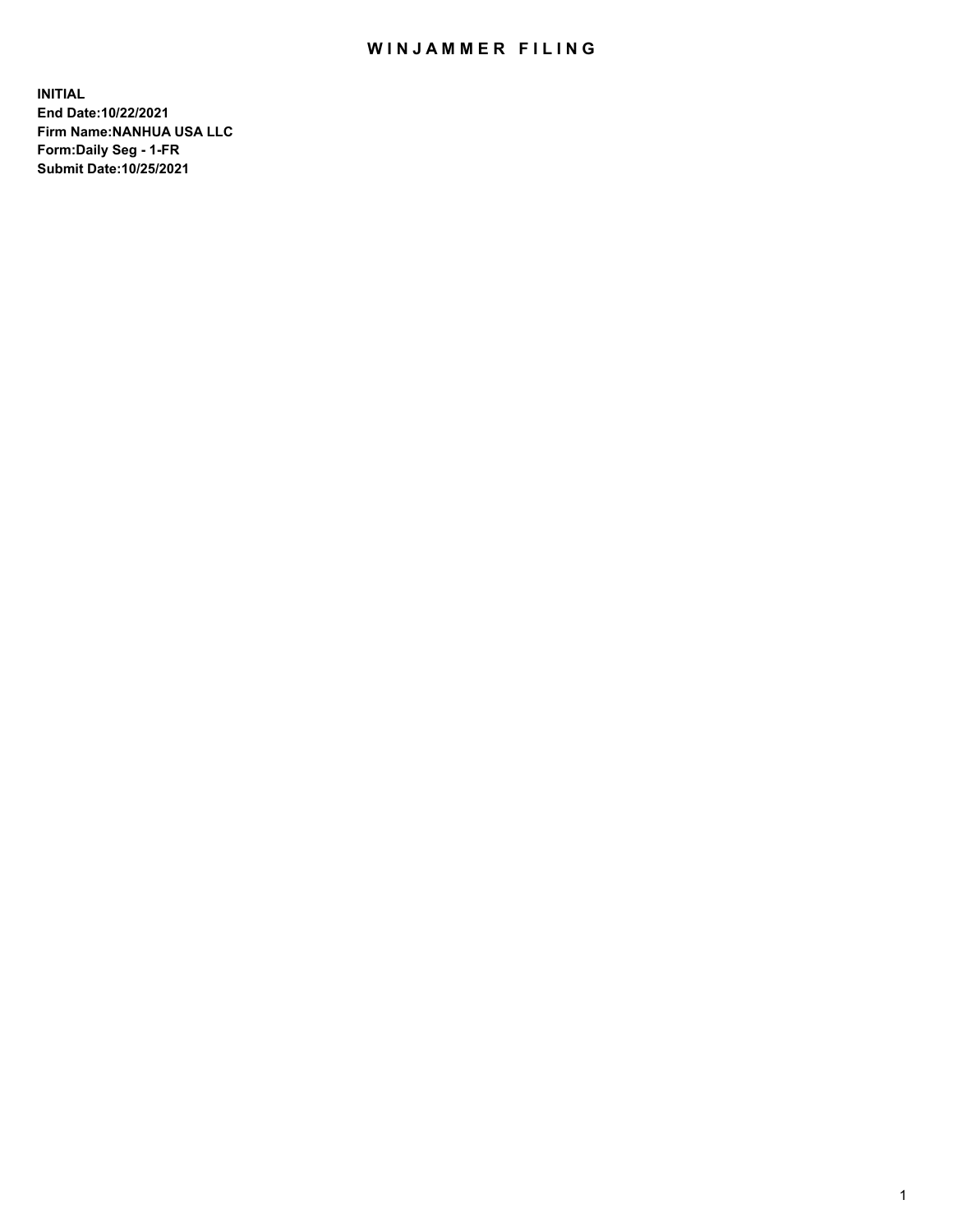# WINJAMMER FILING

**INITIAL**
**End Date:10/22/2021**
**Firm Name:NANHUA USA LLC**
**Form:Daily Seg - 1-FR**
**Submit Date:10/25/2021**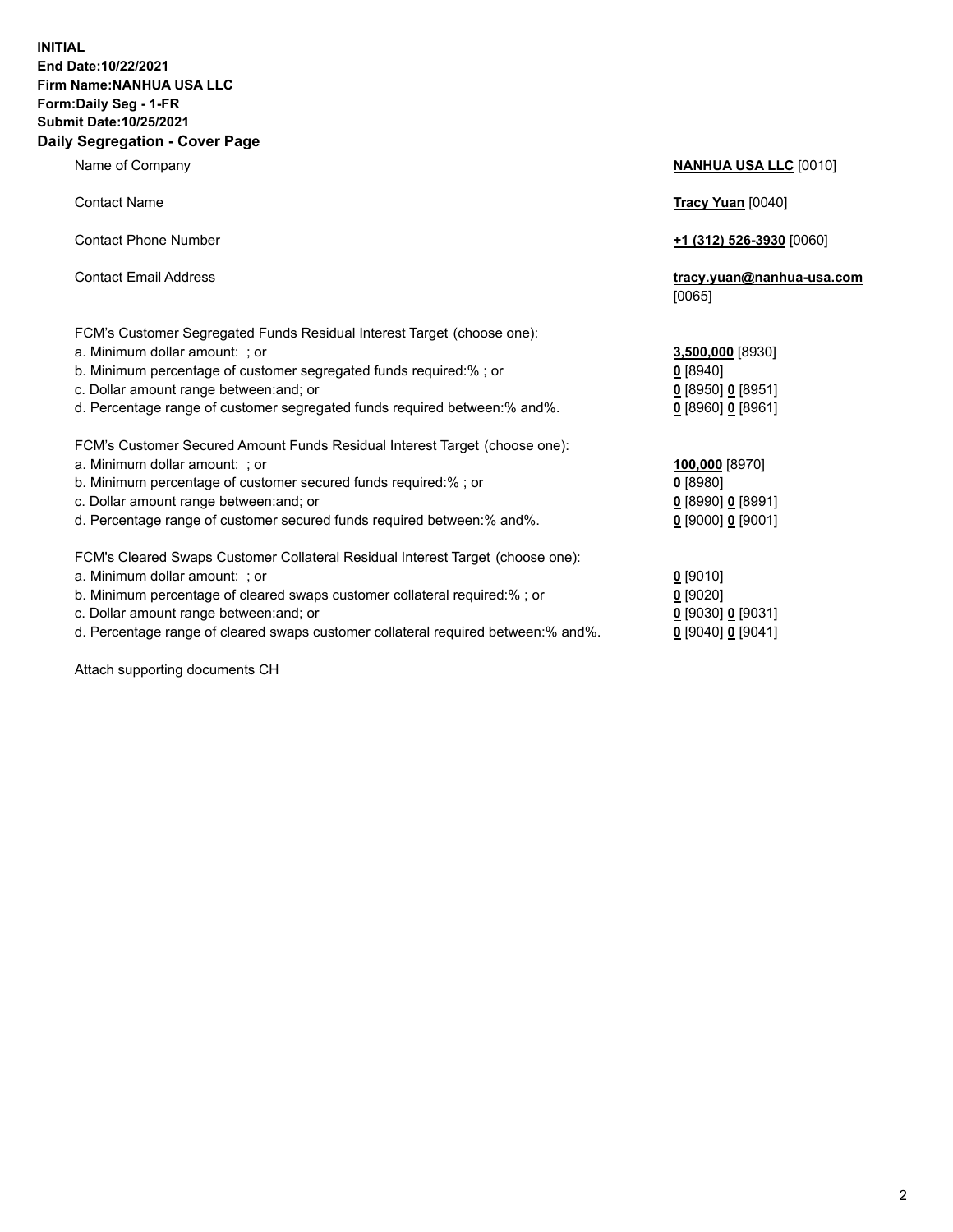**INITIAL**
**End Date:10/22/2021**
**Firm Name:NANHUA USA LLC**
**Form:Daily Seg - 1-FR**
**Submit Date:10/25/2021**

## Daily Segregation - Cover Page

| | |
|---|---|
| Name of Company | **NANHUA USA LLC** [0010] |
| Contact Name | **Tracy Yuan** [0040] |
| Contact Phone Number | **+1 (312) 526-3930** [0060] |
| Contact Email Address | **tracy.yuan@nanhua-usa.com** [0065] |
| FCM's Customer Segregated Funds Residual Interest Target (choose one): | |
| a. Minimum dollar amount: ; or | **3,500,000** [8930] |
| b. Minimum percentage of customer segregated funds required:% ; or | **0** [8940] |
| c. Dollar amount range between:and; or | **0** [8950] **0** [8951] |
| d. Percentage range of customer segregated funds required between:% and%. | **0** [8960] **0** [8961] |
| FCM's Customer Secured Amount Funds Residual Interest Target (choose one): | |
| a. Minimum dollar amount: ; or | **100,000** [8970] |
| b. Minimum percentage of customer secured funds required:% ; or | **0** [8980] |
| c. Dollar amount range between:and; or | **0** [8990] **0** [8991] |
| d. Percentage range of customer secured funds required between:% and%. | **0** [9000] **0** [9001] |
| FCM's Cleared Swaps Customer Collateral Residual Interest Target (choose one): | |
| a. Minimum dollar amount: ; or | **0** [9010] |
| b. Minimum percentage of cleared swaps customer collateral required:% ; or | **0** [9020] |
| c. Dollar amount range between:and; or | **0** [9030] **0** [9031] |
| d. Percentage range of cleared swaps customer collateral required between:% and%. | **0** [9040] **0** [9041] |

Attach supporting documents CH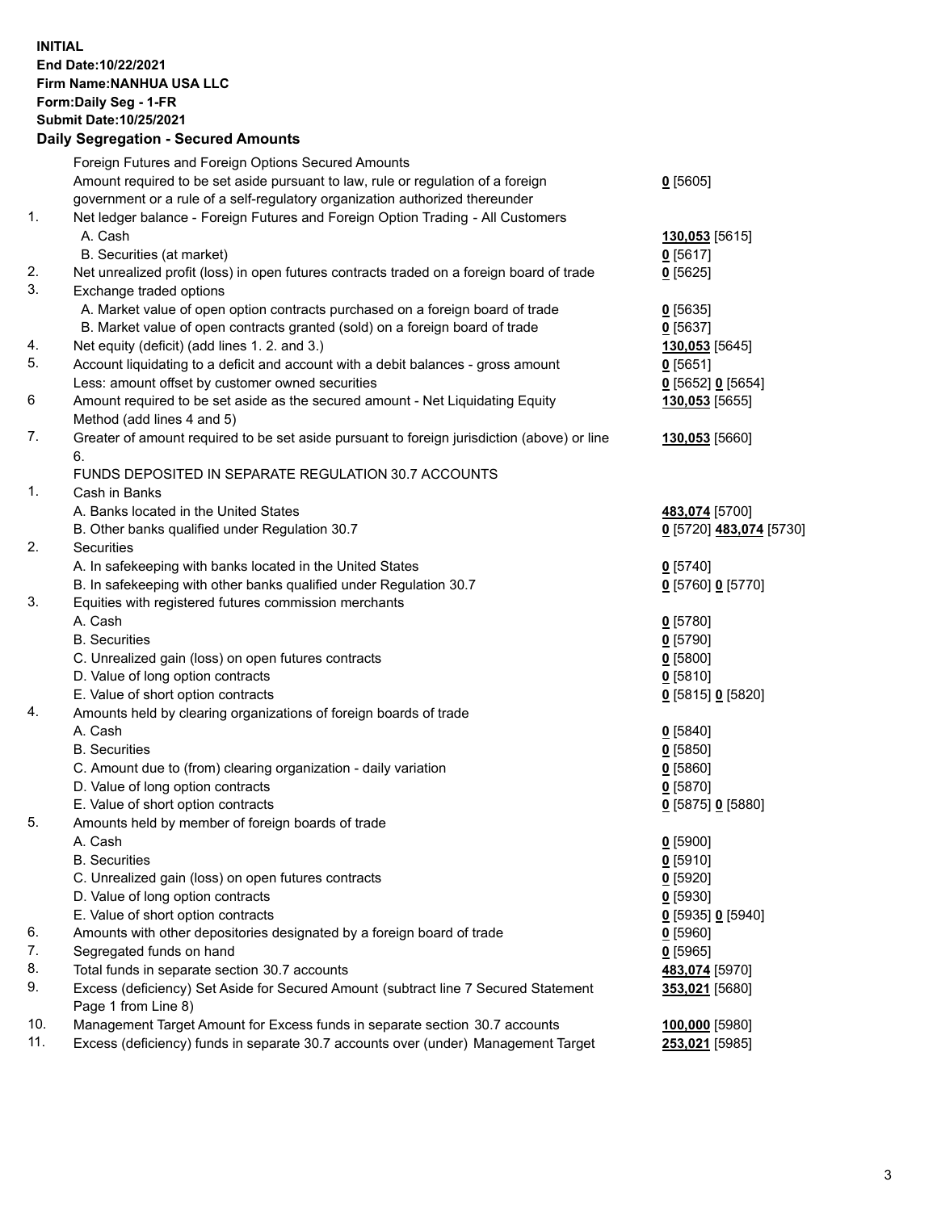**INITIAL**
**End Date:10/22/2021**
**Firm Name:NANHUA USA LLC**
**Form:Daily Seg - 1-FR**
**Submit Date:10/25/2021**

## Daily Segregation - Secured Amounts

| | | |
|---|---|---|
| | Foreign Futures and Foreign Options Secured Amounts | |
| | Amount required to be set aside pursuant to law, rule or regulation of a foreign government or a rule of a self-regulatory organization authorized thereunder | **0** [5605] |
| 1. | Net ledger balance - Foreign Futures and Foreign Option Trading - All Customers | |
| | A. Cash | **130,053** [5615] |
| | B. Securities (at market) | **0** [5617] |
| 2. | Net unrealized profit (loss) in open futures contracts traded on a foreign board of trade | **0** [5625] |
| 3. | Exchange traded options | |
| | A. Market value of open option contracts purchased on a foreign board of trade | **0** [5635] |
| | B. Market value of open contracts granted (sold) on a foreign board of trade | **0** [5637] |
| 4. | Net equity (deficit) (add lines 1. 2. and 3.) | **130,053** [5645] |
| 5. | Account liquidating to a deficit and account with a debit balances - gross amount | **0** [5651] |
| | Less: amount offset by customer owned securities | **0** [5652] **0** [5654] |
| 6 | Amount required to be set aside as the secured amount - Net Liquidating Equity Method (add lines 4 and 5) | **130,053** [5655] |
| 7. | Greater of amount required to be set aside pursuant to foreign jurisdiction (above) or line 6. | **130,053** [5660] |
| | FUNDS DEPOSITED IN SEPARATE REGULATION 30.7 ACCOUNTS | |
| 1. | Cash in Banks | |
| | A. Banks located in the United States | **483,074** [5700] |
| | B. Other banks qualified under Regulation 30.7 | **0** [5720] **483,074** [5730] |
| 2. | Securities | |
| | A. In safekeeping with banks located in the United States | **0** [5740] |
| | B. In safekeeping with other banks qualified under Regulation 30.7 | **0** [5760] **0** [5770] |
| 3. | Equities with registered futures commission merchants | |
| | A. Cash | **0** [5780] |
| | B. Securities | **0** [5790] |
| | C. Unrealized gain (loss) on open futures contracts | **0** [5800] |
| | D. Value of long option contracts | **0** [5810] |
| | E. Value of short option contracts | **0** [5815] **0** [5820] |
| 4. | Amounts held by clearing organizations of foreign boards of trade | |
| | A. Cash | **0** [5840] |
| | B. Securities | **0** [5850] |
| | C. Amount due to (from) clearing organization - daily variation | **0** [5860] |
| | D. Value of long option contracts | **0** [5870] |
| | E. Value of short option contracts | **0** [5875] **0** [5880] |
| 5. | Amounts held by member of foreign boards of trade | |
| | A. Cash | **0** [5900] |
| | B. Securities | **0** [5910] |
| | C. Unrealized gain (loss) on open futures contracts | **0** [5920] |
| | D. Value of long option contracts | **0** [5930] |
| | E. Value of short option contracts | **0** [5935] **0** [5940] |
| 6. | Amounts with other depositories designated by a foreign board of trade | **0** [5960] |
| 7. | Segregated funds on hand | **0** [5965] |
| 8. | Total funds in separate section 30.7 accounts | **483,074** [5970] |
| 9. | Excess (deficiency) Set Aside for Secured Amount (subtract line 7 Secured Statement Page 1 from Line 8) | **353,021** [5680] |
| 10. | Management Target Amount for Excess funds in separate section 30.7 accounts | **100,000** [5980] |
| 11. | Excess (deficiency) funds in separate 30.7 accounts over (under) Management Target | **253,021** [5985] |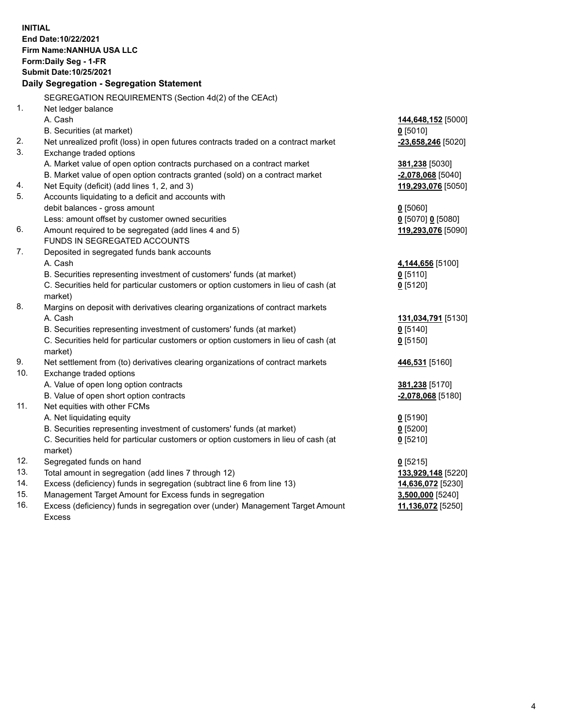**INITIAL**
**End Date:10/22/2021**
**Firm Name:NANHUA USA LLC**
**Form:Daily Seg - 1-FR**
**Submit Date:10/25/2021**

## Daily Segregation - Segregation Statement

SEGREGATION REQUIREMENTS (Section 4d(2) of the CEAct)

| | | |
|---|---|---|
| 1. | Net ledger balance | |
| | A. Cash | **144,648,152** [5000] |
| | B. Securities (at market) | **0** [5010] |
| 2. | Net unrealized profit (loss) in open futures contracts traded on a contract market | **-23,658,246** [5020] |
| 3. | Exchange traded options | |
| | A. Market value of open option contracts purchased on a contract market | **381,238** [5030] |
| | B. Market value of open option contracts granted (sold) on a contract market | **-2,078,068** [5040] |
| 4. | Net Equity (deficit) (add lines 1, 2, and 3) | **119,293,076** [5050] |
| 5. | Accounts liquidating to a deficit and accounts with debit balances - gross amount | **0** [5060] |
| | Less: amount offset by customer owned securities | **0** [5070] **0** [5080] |
| 6. | Amount required to be segregated (add lines 4 and 5) | **119,293,076** [5090] |
| | FUNDS IN SEGREGATED ACCOUNTS | |
| 7. | Deposited in segregated funds bank accounts | |
| | A. Cash | **4,144,656** [5100] |
| | B. Securities representing investment of customers' funds (at market) | **0** [5110] |
| | C. Securities held for particular customers or option customers in lieu of cash (at market) | **0** [5120] |
| 8. | Margins on deposit with derivatives clearing organizations of contract markets | |
| | A. Cash | **131,034,791** [5130] |
| | B. Securities representing investment of customers' funds (at market) | **0** [5140] |
| | C. Securities held for particular customers or option customers in lieu of cash (at market) | **0** [5150] |
| 9. | Net settlement from (to) derivatives clearing organizations of contract markets | **446,531** [5160] |
| 10. | Exchange traded options | |
| | A. Value of open long option contracts | **381,238** [5170] |
| | B. Value of open short option contracts | **-2,078,068** [5180] |
| 11. | Net equities with other FCMs | |
| | A. Net liquidating equity | **0** [5190] |
| | B. Securities representing investment of customers' funds (at market) | **0** [5200] |
| | C. Securities held for particular customers or option customers in lieu of cash (at market) | **0** [5210] |
| 12. | Segregated funds on hand | **0** [5215] |
| 13. | Total amount in segregation (add lines 7 through 12) | **133,929,148** [5220] |
| 14. | Excess (deficiency) funds in segregation (subtract line 6 from line 13) | **14,636,072** [5230] |
| 15. | Management Target Amount for Excess funds in segregation | **3,500,000** [5240] |
| 16. | Excess (deficiency) funds in segregation over (under) Management Target Amount Excess | **11,136,072** [5250] |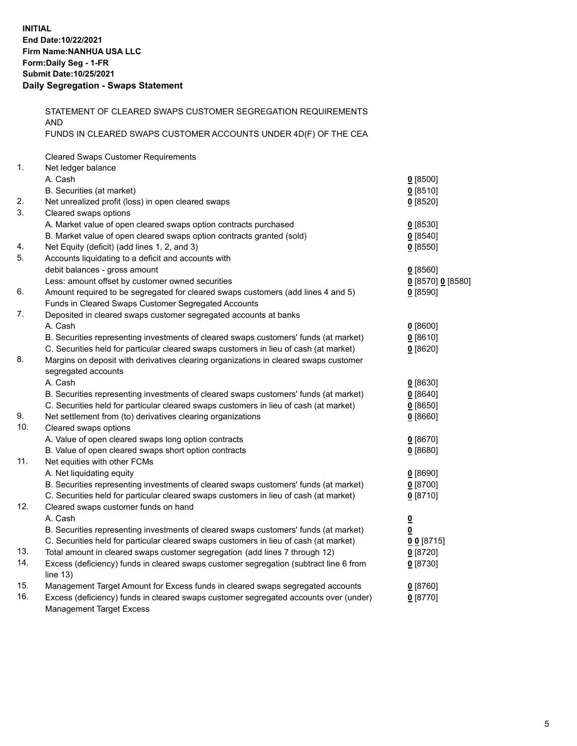**INITIAL**
**End Date:10/22/2021**
**Firm Name:NANHUA USA LLC**
**Form:Daily Seg - 1-FR**
**Submit Date:10/25/2021**
**Daily Segregation - Swaps Statement**

STATEMENT OF CLEARED SWAPS CUSTOMER SEGREGATION REQUIREMENTS AND FUNDS IN CLEARED SWAPS CUSTOMER ACCOUNTS UNDER 4D(F) OF THE CEA

| | | |
|---|---|---|
| | Cleared Swaps Customer Requirements | |
| 1. | Net ledger balance | |
| | A. Cash | 0 [8500] |
| | B. Securities (at market) | 0 [8510] |
| 2. | Net unrealized profit (loss) in open cleared swaps | 0 [8520] |
| 3. | Cleared swaps options | |
| | A. Market value of open cleared swaps option contracts purchased | 0 [8530] |
| | B. Market value of open cleared swaps option contracts granted (sold) | 0 [8540] |
| 4. | Net Equity (deficit) (add lines 1, 2, and 3) | 0 [8550] |
| 5. | Accounts liquidating to a deficit and accounts with debit balances - gross amount | 0 [8560] |
| | Less: amount offset by customer owned securities | 0 [8570] 0 [8580] |
| 6. | Amount required to be segregated for cleared swaps customers (add lines 4 and 5) | 0 [8590] |
| | Funds in Cleared Swaps Customer Segregated Accounts | |
| 7. | Deposited in cleared swaps customer segregated accounts at banks | |
| | A. Cash | 0 [8600] |
| | B. Securities representing investments of cleared swaps customers' funds (at market) | 0 [8610] |
| | C. Securities held for particular cleared swaps customers in lieu of cash (at market) | 0 [8620] |
| 8. | Margins on deposit with derivatives clearing organizations in cleared swaps customer segregated accounts | |
| | A. Cash | 0 [8630] |
| | B. Securities representing investments of cleared swaps customers' funds (at market) | 0 [8640] |
| | C. Securities held for particular cleared swaps customers in lieu of cash (at market) | 0 [8650] |
| 9. | Net settlement from (to) derivatives clearing organizations | 0 [8660] |
| 10. | Cleared swaps options | |
| | A. Value of open cleared swaps long option contracts | 0 [8670] |
| | B. Value of open cleared swaps short option contracts | 0 [8680] |
| 11. | Net equities with other FCMs | |
| | A. Net liquidating equity | 0 [8690] |
| | B. Securities representing investments of cleared swaps customers' funds (at market) | 0 [8700] |
| | C. Securities held for particular cleared swaps customers in lieu of cash (at market) | 0 [8710] |
| 12. | Cleared swaps customer funds on hand | |
| | A. Cash | 0 |
| | B. Securities representing investments of cleared swaps customers' funds (at market) | 0 |
| | C. Securities held for particular cleared swaps customers in lieu of cash (at market) | 0 0 [8715] |
| 13. | Total amount in cleared swaps customer segregation (add lines 7 through 12) | 0 [8720] |
| 14. | Excess (deficiency) funds in cleared swaps customer segregation (subtract line 6 from line 13) | 0 [8730] |
| 15. | Management Target Amount for Excess funds in cleared swaps segregated accounts | 0 [8760] |
| 16. | Excess (deficiency) funds in cleared swaps customer segregated accounts over (under) Management Target Excess | 0 [8770] |